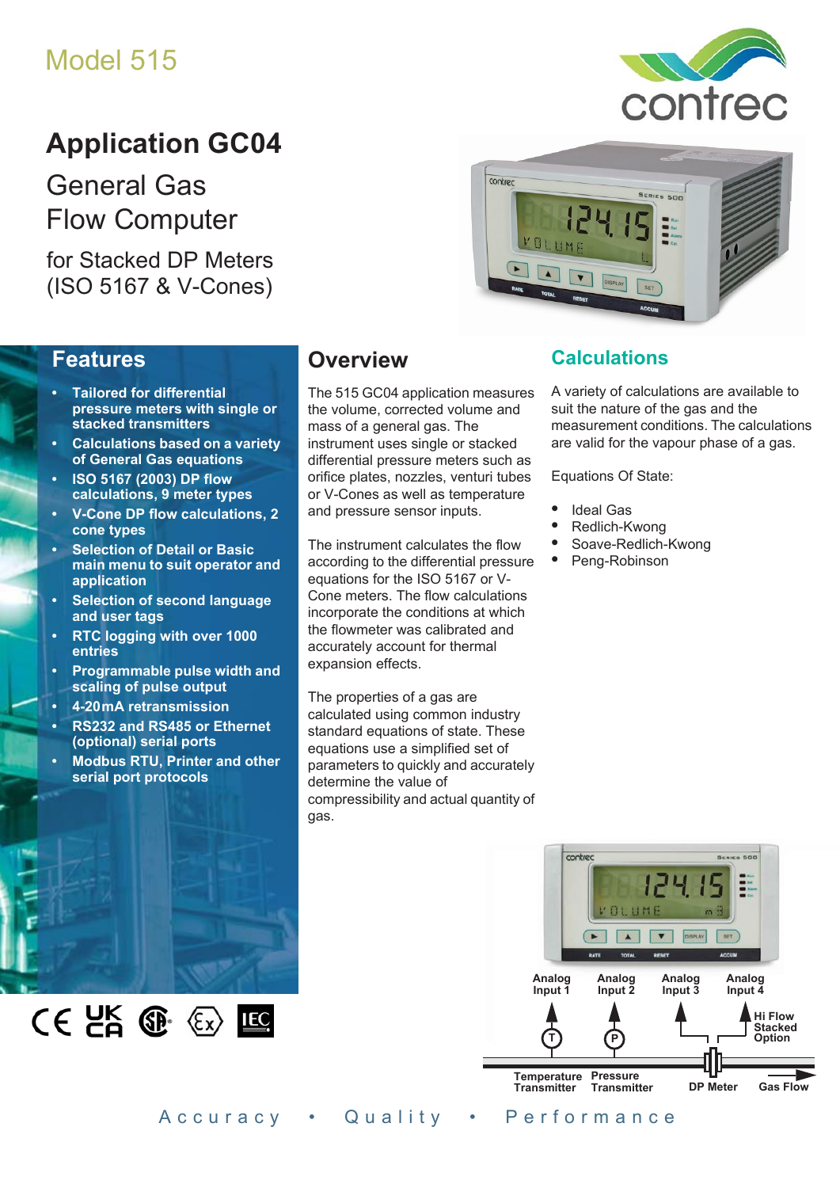Model 515

# Application GC04

## General Gas Flow Computer

for Stacked DP Meters (ISO 5167 & V-Cones)

## Features

- **Tailored for differential pressure meters with single or stacked transmitters**
- **Calculations based on a variety of General Gas equations**
- **ISO 5167 (2003) DP flow calculations, 9 meter types**
- **V-Cone DP flow calculations, 2 cone types**
- **Selection of Detail or Basic main menu to suit operator and application**
- **Selection of second language and user tags**
- **RTC logging with over 1000 entries**
- **Programmable pulse width and scaling of pulse output**
- **4-20mA retransmission**
- **RS232 and RS485 or Ethernet (optional) serial ports**
- **Modbus RTU, Printer and other serial port protocols**

## Overview

The 515 GC04 application measures the volume, corrected volume and mass of a general gas. The instrument uses single or stacked differential pressure meters such as orifice plates, nozzles, venturi tubes or V-Cones as well as temperature and pressure sensor inputs.

The instrument calculates the flow according to the differential pressure equations for the ISO 5167 or V-Cone meters. The flow calculations incorporate the conditions at which the flowmeter was calibrated and accurately account for thermal expansion effects.

The properties of a gas are calculated using common industry standard equations of state. These equations use a simplified set of parameters to quickly and accurately determine the value of compressibility and actual quantity of gas.

## Calculations

A variety of calculations are available to suit the nature of the gas and the measurement conditions. The calculations are valid for the vapour phase of a gas.

Equations Of State:

- Ideal Gas
- Redlich-Kwong
- Soave-Redlich-Kwong
- Peng-Robinson

Analog Input 1 · Analog Input 2 · Analog Input 3 · Analog Input 4 · Hi Flow Stacked Option

Temperature Transmitter · Pressure Transmitter · DP Meter · Gas Flow

Accuracy • Quality • Performance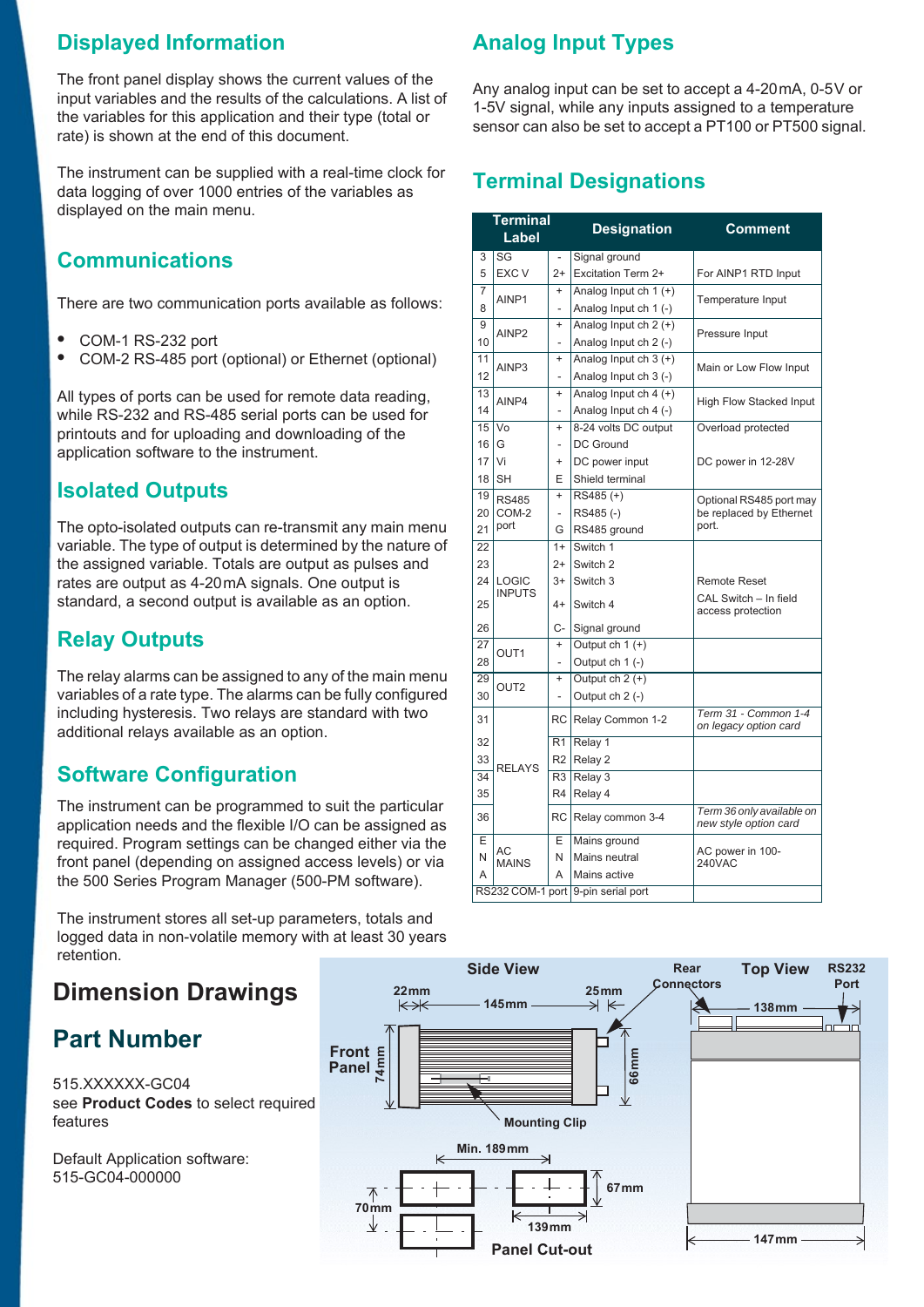## Displayed Information

The front panel display shows the current values of the input variables and the results of the calculations. A list of the variables for this application and their type (total or rate) is shown at the end of this document.

The instrument can be supplied with a real-time clock for data logging of over 1000 entries of the variables as displayed on the main menu.

## Communications

There are two communication ports available as follows:

- COM-1 RS-232 port
- COM-2 RS-485 port (optional) or Ethernet (optional)

All types of ports can be used for remote data reading, while RS-232 and RS-485 serial ports can be used for printouts and for uploading and downloading of the application software to the instrument.

## Isolated Outputs

The opto-isolated outputs can re-transmit any main menu variable. The type of output is determined by the nature of the assigned variable. Totals are output as pulses and rates are output as 4-20mA signals. One output is standard, a second output is available as an option.

## Relay Outputs

The relay alarms can be assigned to any of the main menu variables of a rate type. The alarms can be fully configured including hysteresis. Two relays are standard with two additional relays available as an option.

## Software Configuration

The instrument can be programmed to suit the particular application needs and the flexible I/O can be assigned as required. Program settings can be changed either via the front panel (depending on assigned access levels) or via the 500 Series Program Manager (500-PM software).

The instrument stores all set-up parameters, totals and logged data in non-volatile memory with at least 30 years retention.

## Analog Input Types

Any analog input can be set to accept a 4-20mA, 0-5V or 1-5V signal, while any inputs assigned to a temperature sensor can also be set to accept a PT100 or PT500 signal.

## Terminal Designations

| Terminal | Label | | Designation | Comment |
|---|---|---|---|---|
| 3 | SG | - | Signal ground | |
| 5 | EXC V | 2+ | Excitation Term 2+ | For AINP1 RTD Input |
| 7 | AINP1 | + | Analog Input ch 1 (+) | Temperature Input |
| 8 | | - | Analog Input ch 1 (-) | |
| 9 | AINP2 | + | Analog Input ch 2 (+) | Pressure Input |
| 10 | | - | Analog Input ch 2 (-) | |
| 11 | AINP3 | + | Analog Input ch 3 (+) | Main or Low Flow Input |
| 12 | | - | Analog Input ch 3 (-) | |
| 13 | AINP4 | + | Analog Input ch 4 (+) | High Flow Stacked Input |
| 14 | | - | Analog Input ch 4 (-) | |
| 15 | Vo | + | 8-24 volts DC output | Overload protected |
| 16 | G | - | DC Ground | |
| 17 | Vi | + | DC power input | DC power in 12-28V |
| 18 | SH | E | Shield terminal | |
| 19 | RS485 COM-2 port | + | RS485 (+) | Optional RS485 port may be replaced by Ethernet port. |
| 20 | | - | RS485 (-) | |
| 21 | | G | RS485 ground | |
| 22 | LOGIC INPUTS | 1+ | Switch 1 | |
| 23 | | 2+ | Switch 2 | |
| 24 | | 3+ | Switch 3 | Remote Reset |
| 25 | | 4+ | Switch 4 | CAL Switch – In field access protection |
| 26 | | C- | Signal ground | |
| 27 | OUT1 | + | Output ch 1 (+) | |
| 28 | | - | Output ch 1 (-) | |
| 29 | OUT2 | + | Output ch 2 (+) | |
| 30 | | - | Output ch 2 (-) | |
| 31 | RELAYS | RC | Relay Common 1-2 | *Term 31 - Common 1-4 on legacy option card* |
| 32 | | R1 | Relay 1 | |
| 33 | | R2 | Relay 2 | |
| 34 | | R3 | Relay 3 | |
| 35 | | R4 | Relay 4 | |
| 36 | | RC | Relay common 3-4 | *Term 36 only available on new style option card* |
| E | AC MAINS | E | Mains ground | AC power in 100-240VAC |
| N | | N | Mains neutral | |
| A | | A | Mains active | |
| RS232 COM-1 port | | | 9-pin serial port | |

# Dimension Drawings

Side View: Front Panel, 22mm, 145mm, 25mm, 74mm, 66mm, Mounting Clip, Rear Connectors

Top View: RS232 Port, 138mm, 147mm

Panel Cut-out: Min. 189mm, 67mm, 70mm, 139mm

# Part Number

515.XXXXXX-GC04
see **Product Codes** to select required features

Default Application software:
515-GC04-000000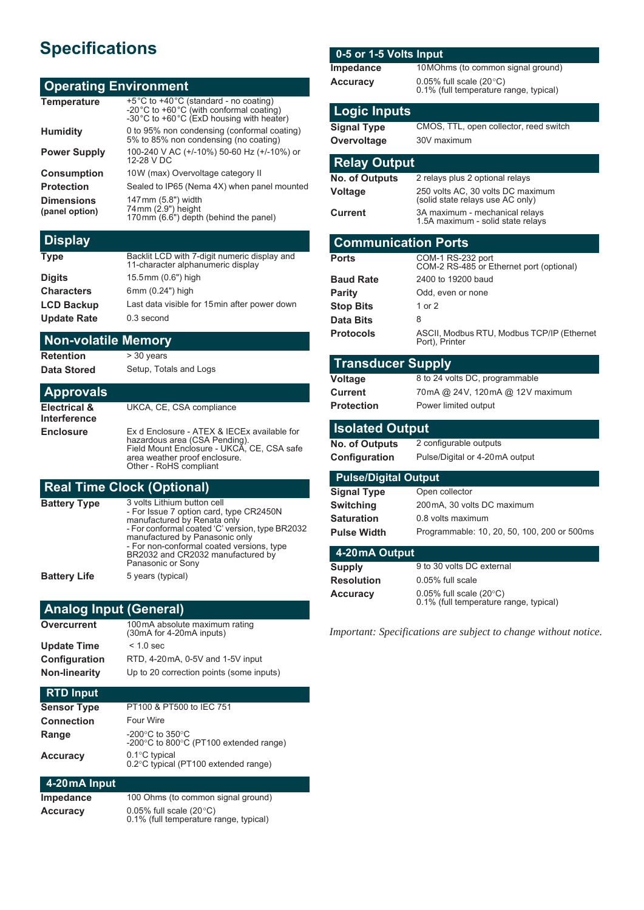# Specifications

## Operating Environment

| | |
|---|---|
| **Temperature** | +5°C to +40°C (standard - no coating)<br>-20°C to +60°C (with conformal coating)<br>-30°C to +60°C (ExD housing with heater) |
| **Humidity** | 0 to 95% non condensing (conformal coating)<br>5% to 85% non condensing (no coating) |
| **Power Supply** | 100-240 V AC (+/-10%) 50-60 Hz (+/-10%) or 12-28 V DC |
| **Consumption** | 10W (max) Overvoltage category II |
| **Protection** | Sealed to IP65 (Nema 4X) when panel mounted |
| **Dimensions (panel option)** | 147mm (5.8") width<br>74mm (2.9") height<br>170mm (6.6") depth (behind the panel) |

## Display

| | |
|---|---|
| **Type** | Backlit LCD with 7-digit numeric display and 11-character alphanumeric display |
| **Digits** | 15.5mm (0.6") high |
| **Characters** | 6mm (0.24") high |
| **LCD Backup** | Last data visible for 15min after power down |
| **Update Rate** | 0.3 second |

## Non-volatile Memory

| | |
|---|---|
| **Retention** | > 30 years |
| **Data Stored** | Setup, Totals and Logs |

## Approvals

| | |
|---|---|
| **Electrical & Interference** | UKCA, CE, CSA compliance |
| **Enclosure** | Ex d Enclosure - ATEX & IECEx available for hazardous area (CSA Pending).<br>Field Mount Enclosure - UKCA, CE, CSA safe area weather proof enclosure.<br>Other - RoHS compliant |

## Real Time Clock (Optional)

| | |
|---|---|
| **Battery Type** | 3 volts Lithium button cell<br>- For Issue 7 option card, type CR2450N manufactured by Renata only<br>- For conformal coated 'C' version, type BR2032 manufactured by Panasonic only<br>- For non-conformal coated versions, type BR2032 and CR2032 manufactured by Panasonic or Sony |
| **Battery Life** | 5 years (typical) |

## Analog Input (General)

| | |
|---|---|
| **Overcurrent** | 100mA absolute maximum rating (30mA for 4-20mA inputs) |
| **Update Time** | < 1.0 sec |
| **Configuration** | RTD, 4-20mA, 0-5V and 1-5V input |
| **Non-linearity** | Up to 20 correction points (some inputs) |

### RTD Input

| | |
|---|---|
| **Sensor Type** | PT100 & PT500 to IEC 751 |
| **Connection** | Four Wire |
| **Range** | -200°C to 350°C<br>-200°C to 800°C (PT100 extended range) |
| **Accuracy** | 0.1°C typical<br>0.2°C typical (PT100 extended range) |

### 4-20mA Input

| | |
|---|---|
| **Impedance** | 100 Ohms (to common signal ground) |
| **Accuracy** | 0.05% full scale (20°C)<br>0.1% (full temperature range, typical) |

### 0-5 or 1-5 Volts Input

| | |
|---|---|
| **Impedance** | 10MOhms (to common signal ground) |
| **Accuracy** | 0.05% full scale (20°C)<br>0.1% (full temperature range, typical) |

## Logic Inputs

| | |
|---|---|
| **Signal Type** | CMOS, TTL, open collector, reed switch |
| **Overvoltage** | 30V maximum |

## Relay Output

| | |
|---|---|
| **No. of Outputs** | 2 relays plus 2 optional relays |
| **Voltage** | 250 volts AC, 30 volts DC maximum (solid state relays use AC only) |
| **Current** | 3A maximum - mechanical relays<br>1.5A maximum - solid state relays |

## Communication Ports

| | |
|---|---|
| **Ports** | COM-1 RS-232 port<br>COM-2 RS-485 or Ethernet port (optional) |
| **Baud Rate** | 2400 to 19200 baud |
| **Parity** | Odd, even or none |
| **Stop Bits** | 1 or 2 |
| **Data Bits** | 8 |
| **Protocols** | ASCII, Modbus RTU, Modbus TCP/IP (Ethernet Port), Printer |

## Transducer Supply

| | |
|---|---|
| **Voltage** | 8 to 24 volts DC, programmable |
| **Current** | 70mA @ 24V, 120mA @ 12V maximum |
| **Protection** | Power limited output |

## Isolated Output

| | |
|---|---|
| **No. of Outputs** | 2 configurable outputs |
| **Configuration** | Pulse/Digital or 4-20mA output |

### Pulse/Digital Output

| | |
|---|---|
| **Signal Type** | Open collector |
| **Switching** | 200mA, 30 volts DC maximum |
| **Saturation** | 0.8 volts maximum |
| **Pulse Width** | Programmable: 10, 20, 50, 100, 200 or 500ms |

### 4-20mA Output

| | |
|---|---|
| **Supply** | 9 to 30 volts DC external |
| **Resolution** | 0.05% full scale |
| **Accuracy** | 0.05% full scale (20°C)<br>0.1% (full temperature range, typical) |

*Important: Specifications are subject to change without notice.*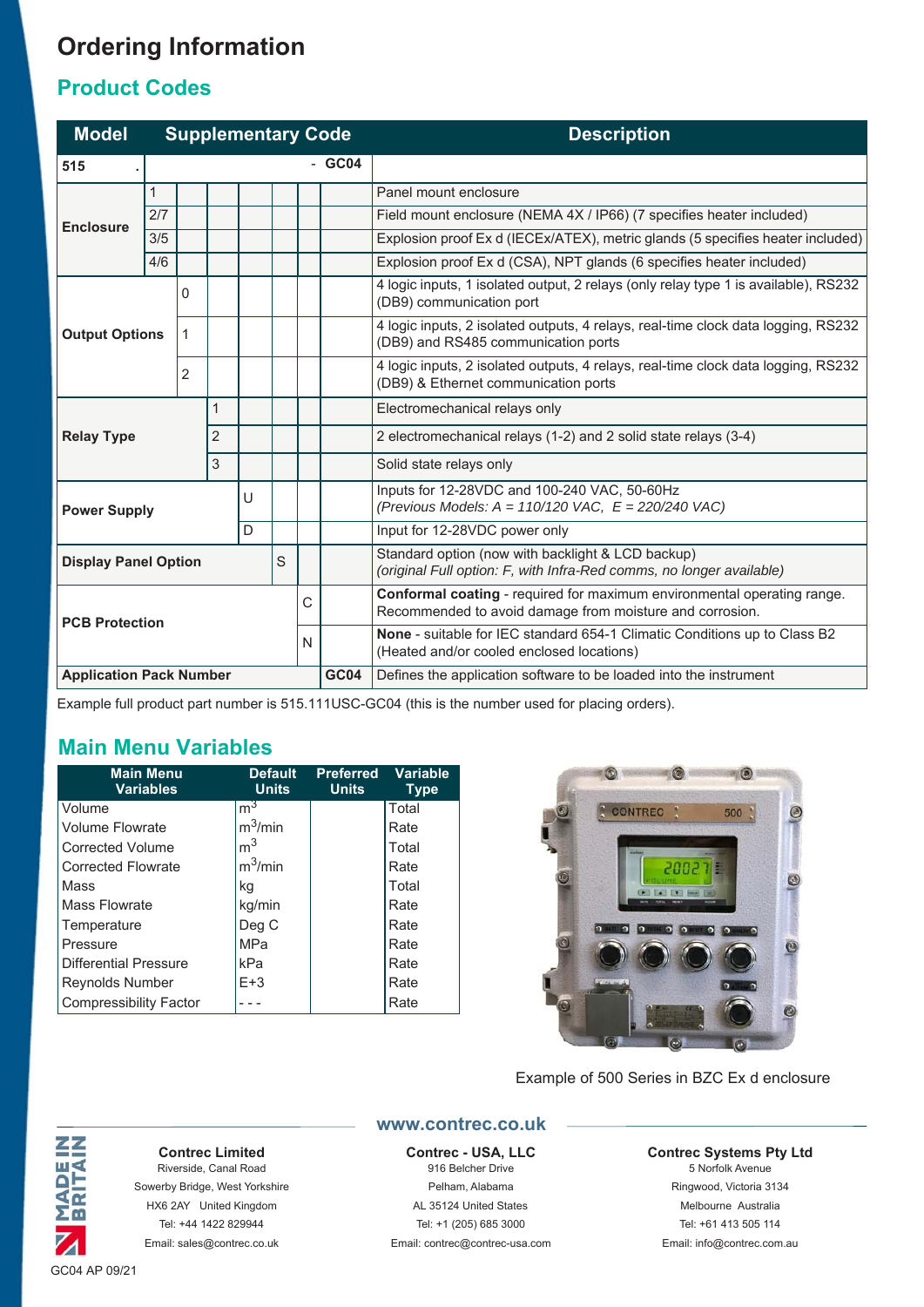# Ordering Information

## Product Codes

| Model | | | | | | | Supplementary Code | Description |
|---|---|---|---|---|---|---|---|---|
| 515 . | | | | | | | - GC04 | |
| Enclosure | 1 | | | | | | | Panel mount enclosure |
| | 2/7 | | | | | | | Field mount enclosure (NEMA 4X / IP66) (7 specifies heater included) |
| | 3/5 | | | | | | | Explosion proof Ex d (IECEx/ATEX), metric glands (5 specifies heater included) |
| | 4/6 | | | | | | | Explosion proof Ex d (CSA), NPT glands (6 specifies heater included) |
| Output Options | | 0 | | | | | | 4 logic inputs, 1 isolated output, 2 relays (only relay type 1 is available), RS232 (DB9) communication port |
| | | 1 | | | | | | 4 logic inputs, 2 isolated outputs, 4 relays, real-time clock data logging, RS232 (DB9) and RS485 communication ports |
| | | 2 | | | | | | 4 logic inputs, 2 isolated outputs, 4 relays, real-time clock data logging, RS232 (DB9) & Ethernet communication ports |
| Relay Type | | | 1 | | | | | Electromechanical relays only |
| | | | 2 | | | | | 2 electromechanical relays (1-2) and 2 solid state relays (3-4) |
| | | | 3 | | | | | Solid state relays only |
| Power Supply | | | | U | | | | Inputs for 12-28VDC and 100-240 VAC, 50-60Hz *(Previous Models: A = 110/120 VAC, E = 220/240 VAC)* |
| | | | | D | | | | Input for 12-28VDC power only |
| Display Panel Option | | | | | S | | | Standard option (now with backlight & LCD backup) *(original Full option: F, with Infra-Red comms, no longer available)* |
| PCB Protection | | | | | | C | | **Conformal coating** - required for maximum environmental operating range. Recommended to avoid damage from moisture and corrosion. |
| | | | | | | N | | **None** - suitable for IEC standard 654-1 Climatic Conditions up to Class B2 (Heated and/or cooled enclosed locations) |
| Application Pack Number | | | | | | | GC04 | Defines the application software to be loaded into the instrument |

Example full product part number is 515.111USC-GC04 (this is the number used for placing orders).

## Main Menu Variables

| Main Menu Variables | Default Units | Preferred Units | Variable Type |
|---|---|---|---|
| Volume | $m^3$ | | Total |
| Volume Flowrate | $m^3$/min | | Rate |
| Corrected Volume | $m^3$ | | Total |
| Corrected Flowrate | $m^3$/min | | Rate |
| Mass | kg | | Total |
| Mass Flowrate | kg/min | | Rate |
| Temperature | Deg C | | Rate |
| Pressure | MPa | | Rate |
| Differential Pressure | kPa | | Rate |
| Reynolds Number | E+3 | | Rate |
| Compressibility Factor | - - - | | Rate |

Example of 500 Series in BZC Ex d enclosure

www.contrec.co.uk

**Contrec Limited**
Riverside, Canal Road
Sowerby Bridge, West Yorkshire
HX6 2AY United Kingdom
Tel: +44 1422 829944
Email: sales@contrec.co.uk

**Contrec - USA, LLC**
916 Belcher Drive
Pelham, Alabama
AL 35124 United States
Tel: +1 (205) 685 3000
Email: contrec@contrec-usa.com

**Contrec Systems Pty Ltd**
5 Norfolk Avenue
Ringwood, Victoria 3134
Melbourne Australia
Tel: +61 413 505 114
Email: info@contrec.com.au

MADE IN BRITAIN

GC04 AP 09/21